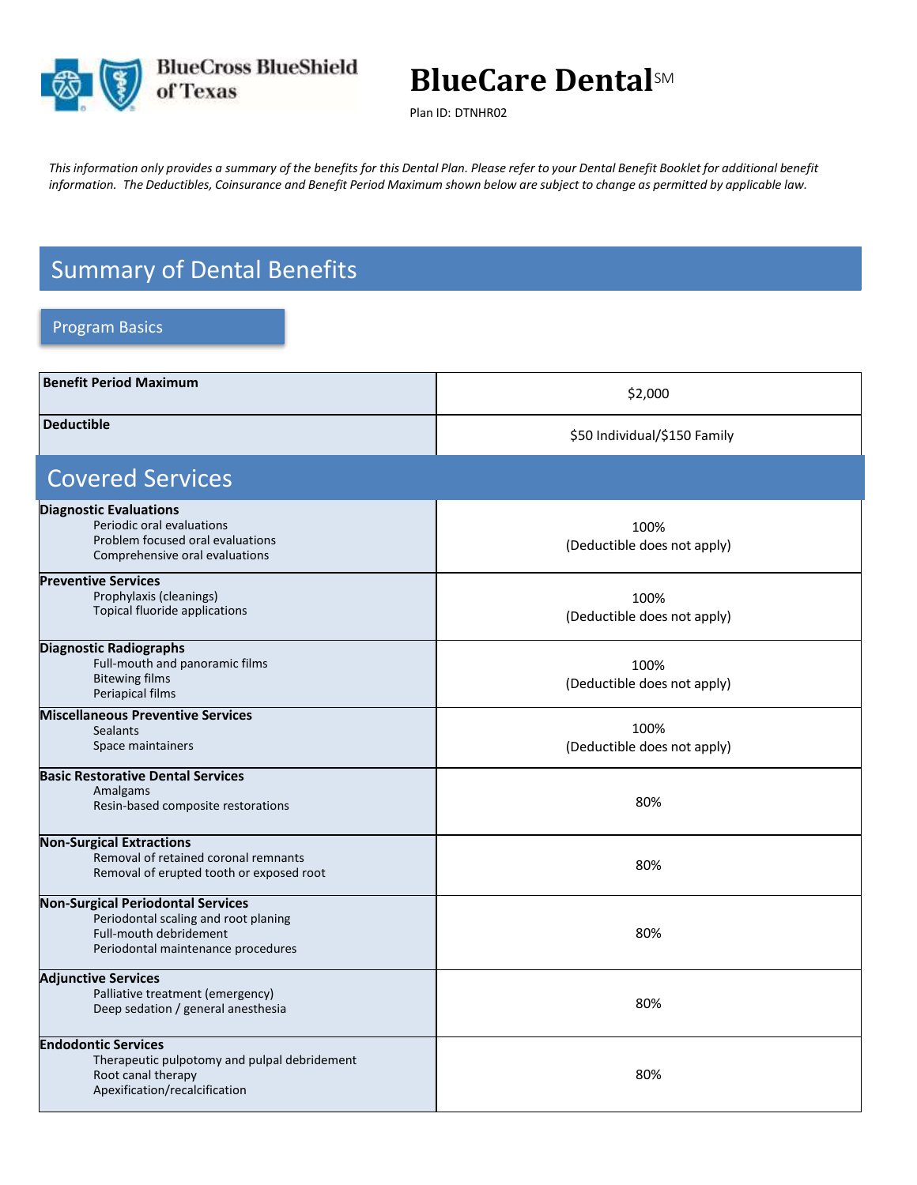BlueCross BlueShield of Texas

# BlueCare Dental℠

Plan ID: DTNHR02

*This information only provides a summary of the benefits for this Dental Plan. Please refer to your Dental Benefit Booklet for additional benefit information. The Deductibles, Coinsurance and Benefit Period Maximum shown below are subject to change as permitted by applicable law.*

## Summary of Dental Benefits

### Program Basics

| | |
|---|---|
| **Benefit Period Maximum** | $2,000 |
| **Deductible** | $50 Individual/$150 Family |

## Covered Services

| | |
|---|---|
| **Diagnostic Evaluations**<br>Periodic oral evaluations<br>Problem focused oral evaluations<br>Comprehensive oral evaluations | 100%<br>(Deductible does not apply) |
| **Preventive Services**<br>Prophylaxis (cleanings)<br>Topical fluoride applications | 100%<br>(Deductible does not apply) |
| **Diagnostic Radiographs**<br>Full-mouth and panoramic films<br>Bitewing films<br>Periapical films | 100%<br>(Deductible does not apply) |
| **Miscellaneous Preventive Services**<br>Sealants<br>Space maintainers | 100%<br>(Deductible does not apply) |
| **Basic Restorative Dental Services**<br>Amalgams<br>Resin-based composite restorations | 80% |
| **Non-Surgical Extractions**<br>Removal of retained coronal remnants<br>Removal of erupted tooth or exposed root | 80% |
| **Non-Surgical Periodontal Services**<br>Periodontal scaling and root planing<br>Full-mouth debridement<br>Periodontal maintenance procedures | 80% |
| **Adjunctive Services**<br>Palliative treatment (emergency)<br>Deep sedation / general anesthesia | 80% |
| **Endodontic Services**<br>Therapeutic pulpotomy and pulpal debridement<br>Root canal therapy<br>Apexification/recalcification | 80% |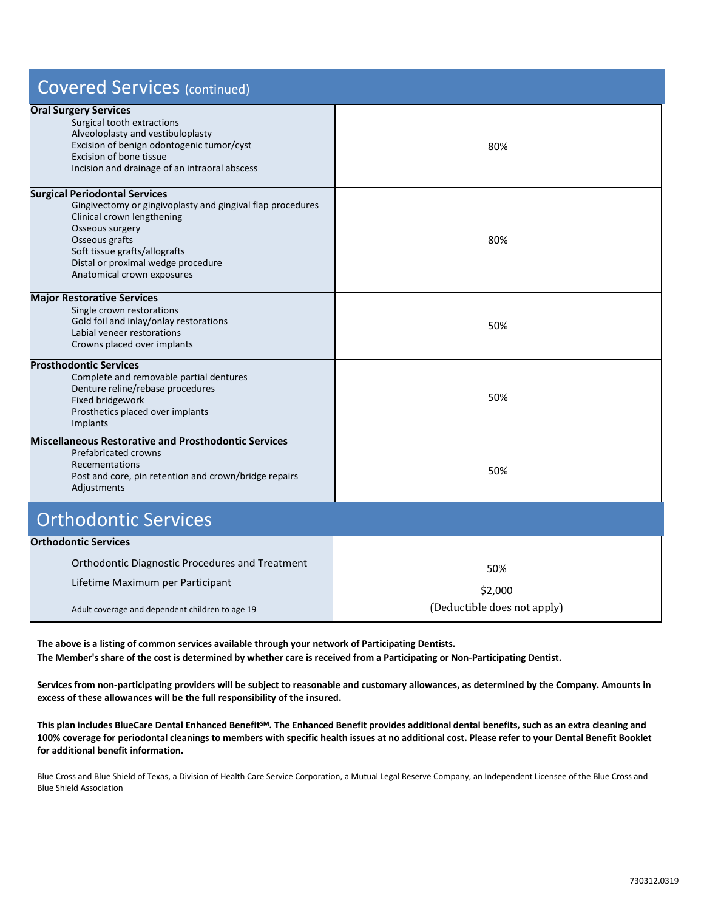## Covered Services (continued)

| | |
|---|---|
| **Oral Surgery Services**<br>Surgical tooth extractions<br>Alveoloplasty and vestibuloplasty<br>Excision of benign odontogenic tumor/cyst<br>Excision of bone tissue<br>Incision and drainage of an intraoral abscess | 80% |
| **Surgical Periodontal Services**<br>Gingivectomy or gingivoplasty and gingival flap procedures<br>Clinical crown lengthening<br>Osseous surgery<br>Osseous grafts<br>Soft tissue grafts/allografts<br>Distal or proximal wedge procedure<br>Anatomical crown exposures | 80% |
| **Major Restorative Services**<br>Single crown restorations<br>Gold foil and inlay/onlay restorations<br>Labial veneer restorations<br>Crowns placed over implants | 50% |
| **Prosthodontic Services**<br>Complete and removable partial dentures<br>Denture reline/rebase procedures<br>Fixed bridgework<br>Prosthetics placed over implants<br>Implants | 50% |
| **Miscellaneous Restorative and Prosthodontic Services**<br>Prefabricated crowns<br>Recementations<br>Post and core, pin retention and crown/bridge repairs<br>Adjustments | 50% |

## Orthodontic Services

| | |
|---|---|
| **Orthodontic Services** | |
| Orthodontic Diagnostic Procedures and Treatment | 50% |
| Lifetime Maximum per Participant | $2,000 |
| Adult coverage and dependent children to age 19 | (Deductible does not apply) |

**The above is a listing of common services available through your network of Participating Dentists.**
**The Member's share of the cost is determined by whether care is received from a Participating or Non-Participating Dentist.**

**Services from non-participating providers will be subject to reasonable and customary allowances, as determined by the Company. Amounts in excess of these allowances will be the full responsibility of the insured.**

**This plan includes BlueCare Dental Enhanced Benefit[SM]. The Enhanced Benefit provides additional dental benefits, such as an extra cleaning and 100% coverage for periodontal cleanings to members with specific health issues at no additional cost. Please refer to your Dental Benefit Booklet for additional benefit information.**

Blue Cross and Blue Shield of Texas, a Division of Health Care Service Corporation, a Mutual Legal Reserve Company, an Independent Licensee of the Blue Cross and Blue Shield Association

730312.0319